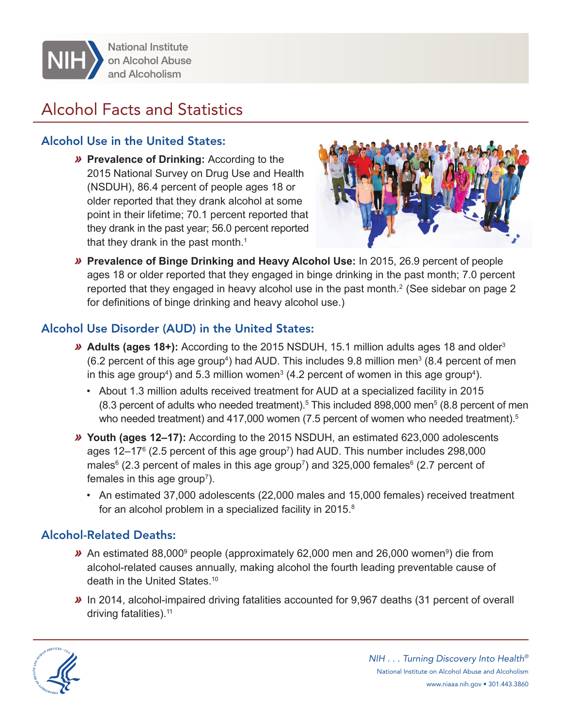National Institute on Alcohol Abuse and Alcoholism

# Alcohol Facts and Statistics

## Alcohol Use in the United States:

- **Prevalence of Drinking:** According to the 2015 National Survey on Drug Use and Health (NSDUH), 86.4 percent of people ages 18 or older reported that they drank alcohol at some point in their lifetime; 70.1 percent reported that they drank in the past year; 56.0 percent reported that they drank in the past month.[1]
- **Prevalence of Binge Drinking and Heavy Alcohol Use:** In 2015, 26.9 percent of people ages 18 or older reported that they engaged in binge drinking in the past month; 7.0 percent reported that they engaged in heavy alcohol use in the past month.[2] (See sidebar on page 2 for definitions of binge drinking and heavy alcohol use.)

## Alcohol Use Disorder (AUD) in the United States:

- **Adults (ages 18+):** According to the 2015 NSDUH, 15.1 million adults ages 18 and older[3] (6.2 percent of this age group[4]) had AUD. This includes 9.8 million men[3] (8.4 percent of men in this age group[4]) and 5.3 million women[3] (4.2 percent of women in this age group[4]).
  - About 1.3 million adults received treatment for AUD at a specialized facility in 2015 (8.3 percent of adults who needed treatment).[5] This included 898,000 men[5] (8.8 percent of men who needed treatment) and 417,000 women (7.5 percent of women who needed treatment).[5]
- **Youth (ages 12–17):** According to the 2015 NSDUH, an estimated 623,000 adolescents ages 12–17[6] (2.5 percent of this age group[7]) had AUD. This number includes 298,000 males[6] (2.3 percent of males in this age group[7]) and 325,000 females[6] (2.7 percent of females in this age group[7]).
  - An estimated 37,000 adolescents (22,000 males and 15,000 females) received treatment for an alcohol problem in a specialized facility in 2015.[8]

## Alcohol-Related Deaths:

- An estimated 88,000[9] people (approximately 62,000 men and 26,000 women[9]) die from alcohol-related causes annually, making alcohol the fourth leading preventable cause of death in the United States.[10]
- In 2014, alcohol-impaired driving fatalities accounted for 9,967 deaths (31 percent of overall driving fatalities).[11]

*NIH . . . Turning Discovery Into Health®*

National Institute on Alcohol Abuse and Alcoholism

www.niaaa.nih.gov • 301.443.3860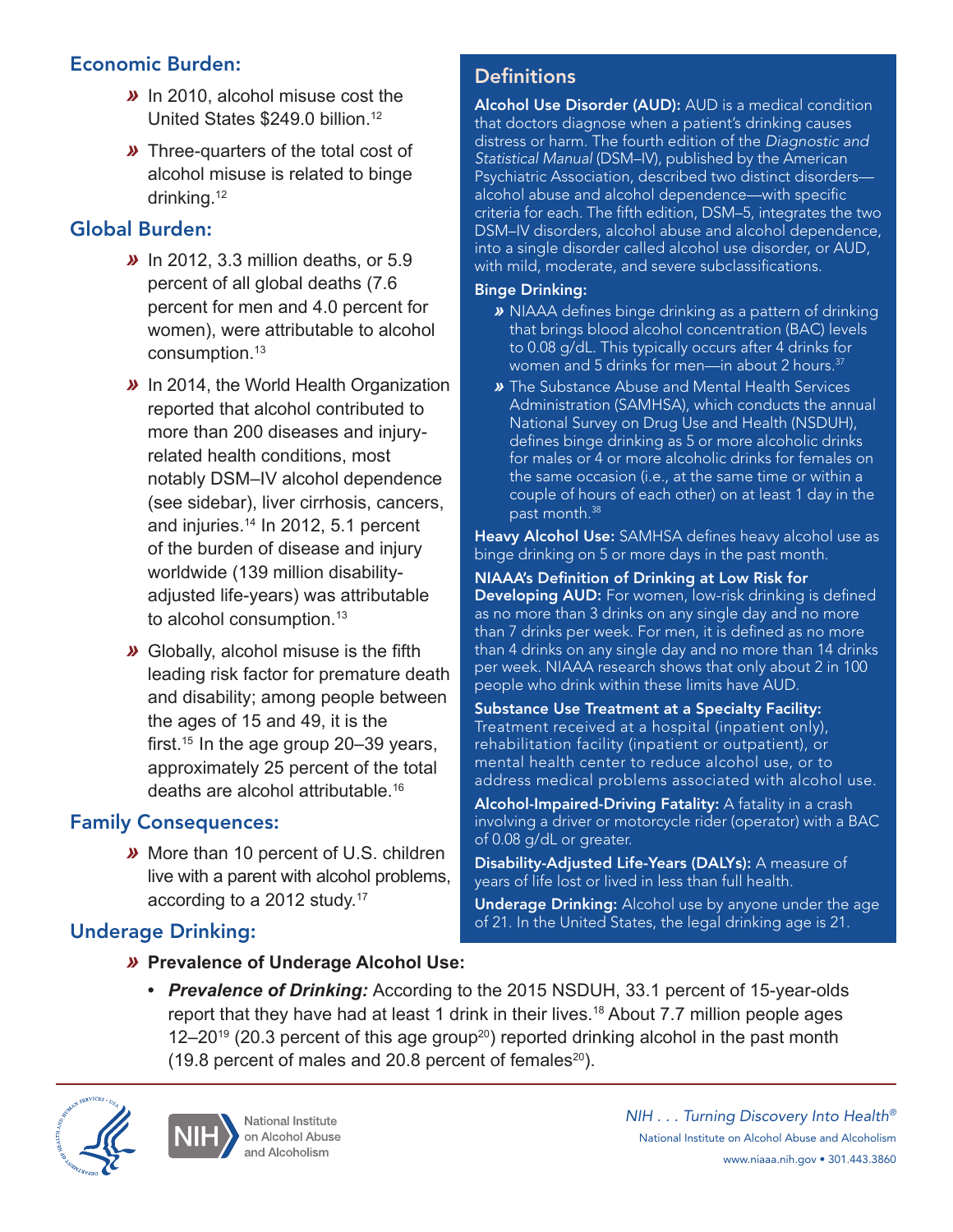## Economic Burden:

- In 2010, alcohol misuse cost the United States $249.0 billion.[12]
- Three-quarters of the total cost of alcohol misuse is related to binge drinking.[12]

## Global Burden:

- In 2012, 3.3 million deaths, or 5.9 percent of all global deaths (7.6 percent for men and 4.0 percent for women), were attributable to alcohol consumption.[13]
- In 2014, the World Health Organization reported that alcohol contributed to more than 200 diseases and injury-related health conditions, most notably DSM–IV alcohol dependence (see sidebar), liver cirrhosis, cancers, and injuries.[14] In 2012, 5.1 percent of the burden of disease and injury worldwide (139 million disability-adjusted life-years) was attributable to alcohol consumption.[13]
- Globally, alcohol misuse is the fifth leading risk factor for premature death and disability; among people between the ages of 15 and 49, it is the first.[15] In the age group 20–39 years, approximately 25 percent of the total deaths are alcohol attributable.[16]

## Family Consequences:

- More than 10 percent of U.S. children live with a parent with alcohol problems, according to a 2012 study.[17]

## Definitions

**Alcohol Use Disorder (AUD):** AUD is a medical condition that doctors diagnose when a patient's drinking causes distress or harm. The fourth edition of the *Diagnostic and Statistical Manual* (DSM–IV), published by the American Psychiatric Association, described two distinct disorders—alcohol abuse and alcohol dependence—with specific criteria for each. The fifth edition, DSM–5, integrates the two DSM–IV disorders, alcohol abuse and alcohol dependence, into a single disorder called alcohol use disorder, or AUD, with mild, moderate, and severe subclassifications.

**Binge Drinking:**

- NIAAA defines binge drinking as a pattern of drinking that brings blood alcohol concentration (BAC) levels to 0.08 g/dL. This typically occurs after 4 drinks for women and 5 drinks for men—in about 2 hours.[37]
- The Substance Abuse and Mental Health Services Administration (SAMHSA), which conducts the annual National Survey on Drug Use and Health (NSDUH), defines binge drinking as 5 or more alcoholic drinks for males or 4 or more alcoholic drinks for females on the same occasion (i.e., at the same time or within a couple of hours of each other) on at least 1 day in the past month.[38]

**Heavy Alcohol Use:** SAMHSA defines heavy alcohol use as binge drinking on 5 or more days in the past month.

**NIAAA's Definition of Drinking at Low Risk for Developing AUD:** For women, low-risk drinking is defined as no more than 3 drinks on any single day and no more than 7 drinks per week. For men, it is defined as no more than 4 drinks on any single day and no more than 14 drinks per week. NIAAA research shows that only about 2 in 100 people who drink within these limits have AUD.

**Substance Use Treatment at a Specialty Facility:** Treatment received at a hospital (inpatient only), rehabilitation facility (inpatient or outpatient), or mental health center to reduce alcohol use, or to address medical problems associated with alcohol use.

**Alcohol-Impaired-Driving Fatality:** A fatality in a crash involving a driver or motorcycle rider (operator) with a BAC of 0.08 g/dL or greater.

**Disability-Adjusted Life-Years (DALYs):** A measure of years of life lost or lived in less than full health.

**Underage Drinking:** Alcohol use by anyone under the age of 21. In the United States, the legal drinking age is 21.

## Underage Drinking:

- **Prevalence of Underage Alcohol Use:**
  - ***Prevalence of Drinking:*** According to the 2015 NSDUH, 33.1 percent of 15-year-olds report that they have had at least 1 drink in their lives.[18] About 7.7 million people ages 12–20[19] (20.3 percent of this age group[20]) reported drinking alcohol in the past month (19.8 percent of males and 20.8 percent of females[20]).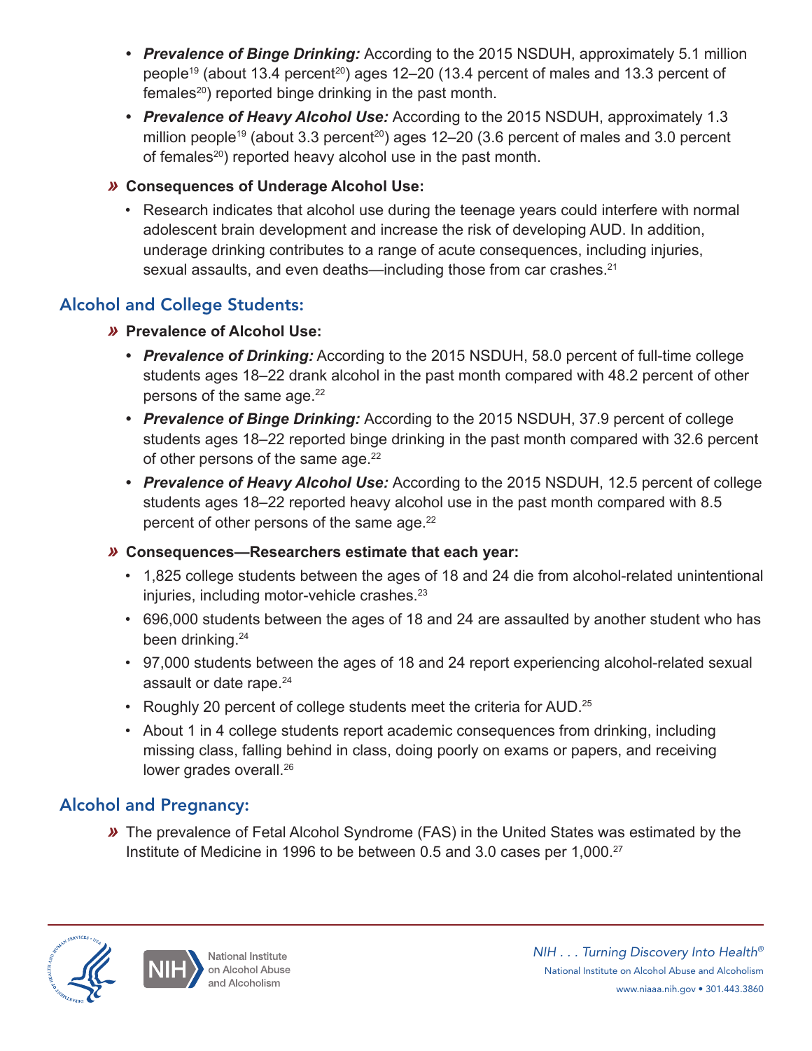- ***Prevalence of Binge Drinking:*** According to the 2015 NSDUH, approximately 5.1 million people[19] (about 13.4 percent[20]) ages 12–20 (13.4 percent of males and 13.3 percent of females[20]) reported binge drinking in the past month.
- ***Prevalence of Heavy Alcohol Use:*** According to the 2015 NSDUH, approximately 1.3 million people[19] (about 3.3 percent[20]) ages 12–20 (3.6 percent of males and 3.0 percent of females[20]) reported heavy alcohol use in the past month.

» **Consequences of Underage Alcohol Use:**

- Research indicates that alcohol use during the teenage years could interfere with normal adolescent brain development and increase the risk of developing AUD. In addition, underage drinking contributes to a range of acute consequences, including injuries, sexual assaults, and even deaths—including those from car crashes.[21]

## Alcohol and College Students:

» **Prevalence of Alcohol Use:**

- ***Prevalence of Drinking:*** According to the 2015 NSDUH, 58.0 percent of full-time college students ages 18–22 drank alcohol in the past month compared with 48.2 percent of other persons of the same age.[22]
- ***Prevalence of Binge Drinking:*** According to the 2015 NSDUH, 37.9 percent of college students ages 18–22 reported binge drinking in the past month compared with 32.6 percent of other persons of the same age.[22]
- ***Prevalence of Heavy Alcohol Use:*** According to the 2015 NSDUH, 12.5 percent of college students ages 18–22 reported heavy alcohol use in the past month compared with 8.5 percent of other persons of the same age.[22]

» **Consequences—Researchers estimate that each year:**

- 1,825 college students between the ages of 18 and 24 die from alcohol-related unintentional injuries, including motor-vehicle crashes.[23]
- 696,000 students between the ages of 18 and 24 are assaulted by another student who has been drinking.[24]
- 97,000 students between the ages of 18 and 24 report experiencing alcohol-related sexual assault or date rape.[24]
- Roughly 20 percent of college students meet the criteria for AUD.[25]
- About 1 in 4 college students report academic consequences from drinking, including missing class, falling behind in class, doing poorly on exams or papers, and receiving lower grades overall.[26]

## Alcohol and Pregnancy:

» The prevalence of Fetal Alcohol Syndrome (FAS) in the United States was estimated by the Institute of Medicine in 1996 to be between 0.5 and 3.0 cases per 1,000.[27]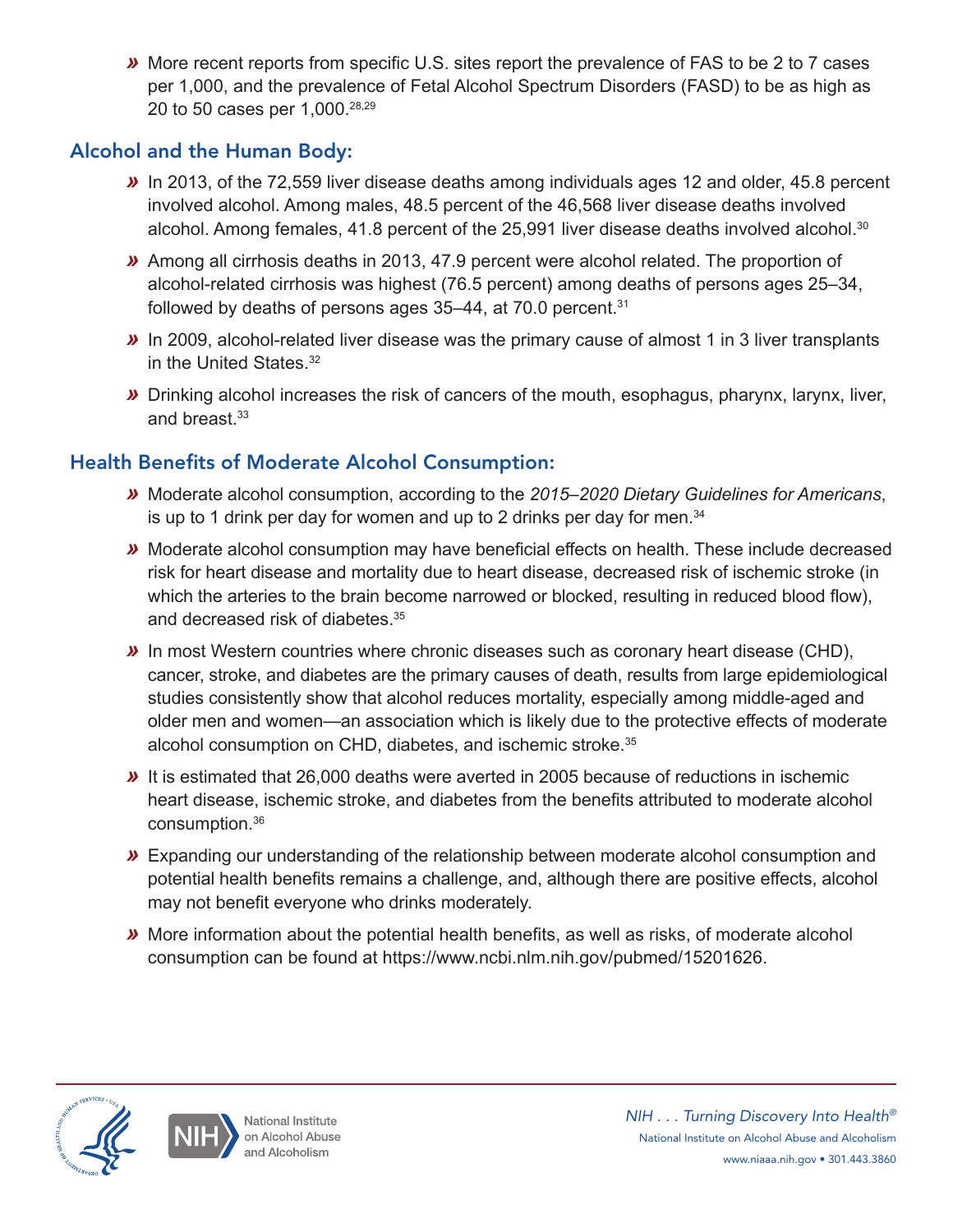- More recent reports from specific U.S. sites report the prevalence of FAS to be 2 to 7 cases per 1,000, and the prevalence of Fetal Alcohol Spectrum Disorders (FASD) to be as high as 20 to 50 cases per 1,000.[28,29]

## Alcohol and the Human Body:

- In 2013, of the 72,559 liver disease deaths among individuals ages 12 and older, 45.8 percent involved alcohol. Among males, 48.5 percent of the 46,568 liver disease deaths involved alcohol. Among females, 41.8 percent of the 25,991 liver disease deaths involved alcohol.[30]
- Among all cirrhosis deaths in 2013, 47.9 percent were alcohol related. The proportion of alcohol-related cirrhosis was highest (76.5 percent) among deaths of persons ages 25–34, followed by deaths of persons ages 35–44, at 70.0 percent.[31]
- In 2009, alcohol-related liver disease was the primary cause of almost 1 in 3 liver transplants in the United States.[32]
- Drinking alcohol increases the risk of cancers of the mouth, esophagus, pharynx, larynx, liver, and breast.[33]

## Health Benefits of Moderate Alcohol Consumption:

- Moderate alcohol consumption, according to the *2015–2020 Dietary Guidelines for Americans*, is up to 1 drink per day for women and up to 2 drinks per day for men.[34]
- Moderate alcohol consumption may have beneficial effects on health. These include decreased risk for heart disease and mortality due to heart disease, decreased risk of ischemic stroke (in which the arteries to the brain become narrowed or blocked, resulting in reduced blood flow), and decreased risk of diabetes.[35]
- In most Western countries where chronic diseases such as coronary heart disease (CHD), cancer, stroke, and diabetes are the primary causes of death, results from large epidemiological studies consistently show that alcohol reduces mortality, especially among middle-aged and older men and women—an association which is likely due to the protective effects of moderate alcohol consumption on CHD, diabetes, and ischemic stroke.[35]
- It is estimated that 26,000 deaths were averted in 2005 because of reductions in ischemic heart disease, ischemic stroke, and diabetes from the benefits attributed to moderate alcohol consumption.[36]
- Expanding our understanding of the relationship between moderate alcohol consumption and potential health benefits remains a challenge, and, although there are positive effects, alcohol may not benefit everyone who drinks moderately.
- More information about the potential health benefits, as well as risks, of moderate alcohol consumption can be found at https://www.ncbi.nlm.nih.gov/pubmed/15201626.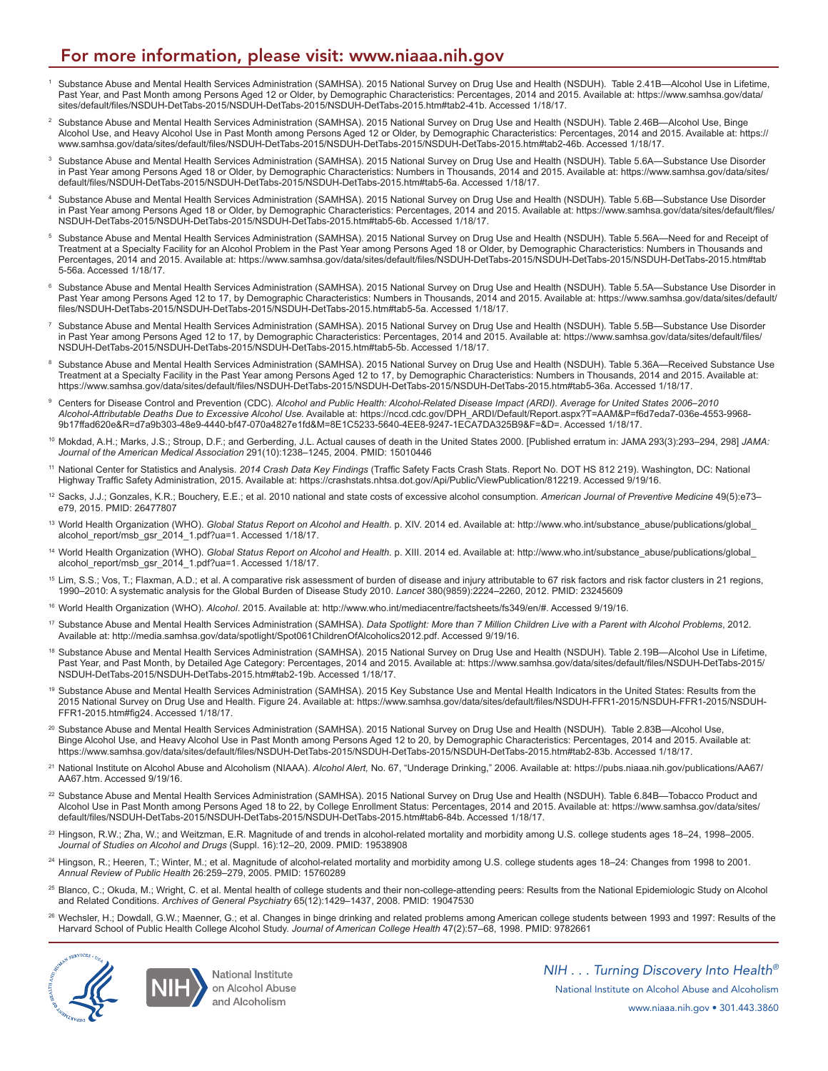## For more information, please visit: www.niaaa.nih.gov

[1] Substance Abuse and Mental Health Services Administration (SAMHSA). 2015 National Survey on Drug Use and Health (NSDUH). Table 2.41B—Alcohol Use in Lifetime, Past Year, and Past Month among Persons Aged 12 or Older, by Demographic Characteristics: Percentages, 2014 and 2015. Available at: https://www.samhsa.gov/data/sites/default/files/NSDUH-DetTabs-2015/NSDUH-DetTabs-2015/NSDUH-DetTabs-2015.htm#tab2-41b. Accessed 1/18/17.

[2] Substance Abuse and Mental Health Services Administration (SAMHSA). 2015 National Survey on Drug Use and Health (NSDUH). Table 2.46B—Alcohol Use, Binge Alcohol Use, and Heavy Alcohol Use in Past Month among Persons Aged 12 or Older, by Demographic Characteristics: Percentages, 2014 and 2015. Available at: https://www.samhsa.gov/data/sites/default/files/NSDUH-DetTabs-2015/NSDUH-DetTabs-2015/NSDUH-DetTabs-2015.htm#tab2-46b. Accessed 1/18/17.

[3] Substance Abuse and Mental Health Services Administration (SAMHSA). 2015 National Survey on Drug Use and Health (NSDUH). Table 5.6A—Substance Use Disorder in Past Year among Persons Aged 18 or Older, by Demographic Characteristics: Numbers in Thousands, 2014 and 2015. Available at: https://www.samhsa.gov/data/sites/default/files/NSDUH-DetTabs-2015/NSDUH-DetTabs-2015/NSDUH-DetTabs-2015.htm#tab5-6a. Accessed 1/18/17.

[4] Substance Abuse and Mental Health Services Administration (SAMHSA). 2015 National Survey on Drug Use and Health (NSDUH). Table 5.6B—Substance Use Disorder in Past Year among Persons Aged 18 or Older, by Demographic Characteristics: Percentages, 2014 and 2015. Available at: https://www.samhsa.gov/data/sites/default/files/NSDUH-DetTabs-2015/NSDUH-DetTabs-2015/NSDUH-DetTabs-2015.htm#tab5-6b. Accessed 1/18/17.

[5] Substance Abuse and Mental Health Services Administration (SAMHSA). 2015 National Survey on Drug Use and Health (NSDUH). Table 5.56A—Need for and Receipt of Treatment at a Specialty Facility for an Alcohol Problem in the Past Year among Persons Aged 18 or Older, by Demographic Characteristics: Numbers in Thousands and Percentages, 2014 and 2015. Available at: https://www.samhsa.gov/data/sites/default/files/NSDUH-DetTabs-2015/NSDUH-DetTabs-2015/NSDUH-DetTabs-2015.htm#tab5-56a. Accessed 1/18/17.

[6] Substance Abuse and Mental Health Services Administration (SAMHSA). 2015 National Survey on Drug Use and Health (NSDUH). Table 5.5A—Substance Use Disorder in Past Year among Persons Aged 12 to 17, by Demographic Characteristics: Numbers in Thousands, 2014 and 2015. Available at: https://www.samhsa.gov/data/sites/default/files/NSDUH-DetTabs-2015/NSDUH-DetTabs-2015/NSDUH-DetTabs-2015.htm#tab5-5a. Accessed 1/18/17.

[7] Substance Abuse and Mental Health Services Administration (SAMHSA). 2015 National Survey on Drug Use and Health (NSDUH). Table 5.5B—Substance Use Disorder in Past Year among Persons Aged 12 to 17, by Demographic Characteristics: Percentages, 2014 and 2015. Available at: https://www.samhsa.gov/data/sites/default/files/NSDUH-DetTabs-2015/NSDUH-DetTabs-2015/NSDUH-DetTabs-2015.htm#tab5-5b. Accessed 1/18/17.

[8] Substance Abuse and Mental Health Services Administration (SAMHSA). 2015 National Survey on Drug Use and Health (NSDUH). Table 5.36A—Received Substance Use Treatment at a Specialty Facility in the Past Year among Persons Aged 12 to 17, by Demographic Characteristics: Numbers in Thousands, 2014 and 2015. Available at: https://www.samhsa.gov/data/sites/default/files/NSDUH-DetTabs-2015/NSDUH-DetTabs-2015/NSDUH-DetTabs-2015.htm#tab5-36a. Accessed 1/18/17.

[9] Centers for Disease Control and Prevention (CDC). *Alcohol and Public Health: Alcohol-Related Disease Impact (ARDI). Average for United States 2006–2010 Alcohol-Attributable Deaths Due to Excessive Alcohol Use.* Available at: https://nccd.cdc.gov/DPH_ARDI/Default/Report.aspx?T=AAM&P=f6d7eda7-036e-4553-9968-9b17ffad620e&R=d7a9b303-48e9-4440-bf47-070a4827e1fd&M=8E1C5233-5640-4EE8-9247-1ECA7DA325B9&F=&D=. Accessed 1/18/17.

[10] Mokdad, A.H.; Marks, J.S.; Stroup, D.F.; and Gerberding, J.L. Actual causes of death in the United States 2000. [Published erratum in: JAMA 293(3):293–294, 298] *JAMA: Journal of the American Medical Association* 291(10):1238–1245, 2004. PMID: 15010446

[11] National Center for Statistics and Analysis. *2014 Crash Data Key Findings* (Traffic Safety Facts Crash Stats. Report No. DOT HS 812 219). Washington, DC: National Highway Traffic Safety Administration, 2015. Available at: https://crashstats.nhtsa.dot.gov/Api/Public/ViewPublication/812219. Accessed 9/19/16.

[12] Sacks, J.J.; Gonzales, K.R.; Bouchery, E.E.; et al. 2010 national and state costs of excessive alcohol consumption. *American Journal of Preventive Medicine* 49(5):e73–e79, 2015. PMID: 26477807

[13] World Health Organization (WHO). *Global Status Report on Alcohol and Health*. p. XIV. 2014 ed. Available at: http://www.who.int/substance_abuse/publications/global_alcohol_report/msb_gsr_2014_1.pdf?ua=1. Accessed 1/18/17.

[14] World Health Organization (WHO). *Global Status Report on Alcohol and Health*. p. XIII. 2014 ed. Available at: http://www.who.int/substance_abuse/publications/global_alcohol_report/msb_gsr_2014_1.pdf?ua=1. Accessed 1/18/17.

[15] Lim, S.S.; Vos, T.; Flaxman, A.D.; et al. A comparative risk assessment of burden of disease and injury attributable to 67 risk factors and risk factor clusters in 21 regions, 1990–2010: A systematic analysis for the Global Burden of Disease Study 2010. *Lancet* 380(9859):2224–2260, 2012. PMID: 23245609

[16] World Health Organization (WHO). *Alcohol*. 2015. Available at: http://www.who.int/mediacentre/factsheets/fs349/en/#. Accessed 9/19/16.

[17] Substance Abuse and Mental Health Services Administration (SAMHSA). *Data Spotlight: More than 7 Million Children Live with a Parent with Alcohol Problems*, 2012. Available at: http://media.samhsa.gov/data/spotlight/Spot061ChildrenOfAlcoholics2012.pdf. Accessed 9/19/16.

[18] Substance Abuse and Mental Health Services Administration (SAMHSA). 2015 National Survey on Drug Use and Health (NSDUH). Table 2.19B—Alcohol Use in Lifetime, Past Year, and Past Month, by Detailed Age Category: Percentages, 2014 and 2015. Available at: https://www.samhsa.gov/data/sites/default/files/NSDUH-DetTabs-2015/NSDUH-DetTabs-2015/NSDUH-DetTabs-2015.htm#tab2-19b. Accessed 1/18/17.

[19] Substance Abuse and Mental Health Services Administration (SAMHSA). 2015 Key Substance Use and Mental Health Indicators in the United States: Results from the 2015 National Survey on Drug Use and Health. Figure 24. Available at: https://www.samhsa.gov/data/sites/default/files/NSDUH-FFR1-2015/NSDUH-FFR1-2015/NSDUH-FFR1-2015.htm#fig24. Accessed 1/18/17.

[20] Substance Abuse and Mental Health Services Administration (SAMHSA). 2015 National Survey on Drug Use and Health (NSDUH). Table 2.83B—Alcohol Use, Binge Alcohol Use, and Heavy Alcohol Use in Past Month among Persons Aged 12 to 20, by Demographic Characteristics: Percentages, 2014 and 2015. Available at: https://www.samhsa.gov/data/sites/default/files/NSDUH-DetTabs-2015/NSDUH-DetTabs-2015/NSDUH-DetTabs-2015.htm#tab2-83b. Accessed 1/18/17.

[21] National Institute on Alcohol Abuse and Alcoholism (NIAAA). *Alcohol Alert,* No. 67, "Underage Drinking," 2006. Available at: https://pubs.niaaa.nih.gov/publications/AA67/AA67.htm. Accessed 9/19/16.

[22] Substance Abuse and Mental Health Services Administration (SAMHSA). 2015 National Survey on Drug Use and Health (NSDUH). Table 6.84B—Tobacco Product and Alcohol Use in Past Month among Persons Aged 18 to 22, by College Enrollment Status: Percentages, 2014 and 2015. Available at: https://www.samhsa.gov/data/sites/default/files/NSDUH-DetTabs-2015/NSDUH-DetTabs-2015/NSDUH-DetTabs-2015.htm#tab6-84b. Accessed 1/18/17.

[23] Hingson, R.W.; Zha, W.; and Weitzman, E.R. Magnitude of and trends in alcohol-related mortality and morbidity among U.S. college students ages 18–24, 1998–2005. *Journal of Studies on Alcohol and Drugs* (Suppl. 16):12–20, 2009. PMID: 19538908

[24] Hingson, R.; Heeren, T.; Winter, M.; et al. Magnitude of alcohol-related mortality and morbidity among U.S. college students ages 18–24: Changes from 1998 to 2001. *Annual Review of Public Health* 26:259–279, 2005. PMID: 15760289

[25] Blanco, C.; Okuda, M.; Wright, C. et al. Mental health of college students and their non-college-attending peers: Results from the National Epidemiologic Study on Alcohol and Related Conditions. *Archives of General Psychiatry* 65(12):1429–1437, 2008. PMID: 19047530

[26] Wechsler, H.; Dowdall, G.W.; Maenner, G.; et al. Changes in binge drinking and related problems among American college students between 1993 and 1997: Results of the Harvard School of Public Health College Alcohol Study. *Journal of American College Health* 47(2):57–68, 1998. PMID: 9782661

National Institute on Alcohol Abuse and Alcoholism

*NIH . . . Turning Discovery Into Health®*

National Institute on Alcohol Abuse and Alcoholism

www.niaaa.nih.gov • 301.443.3860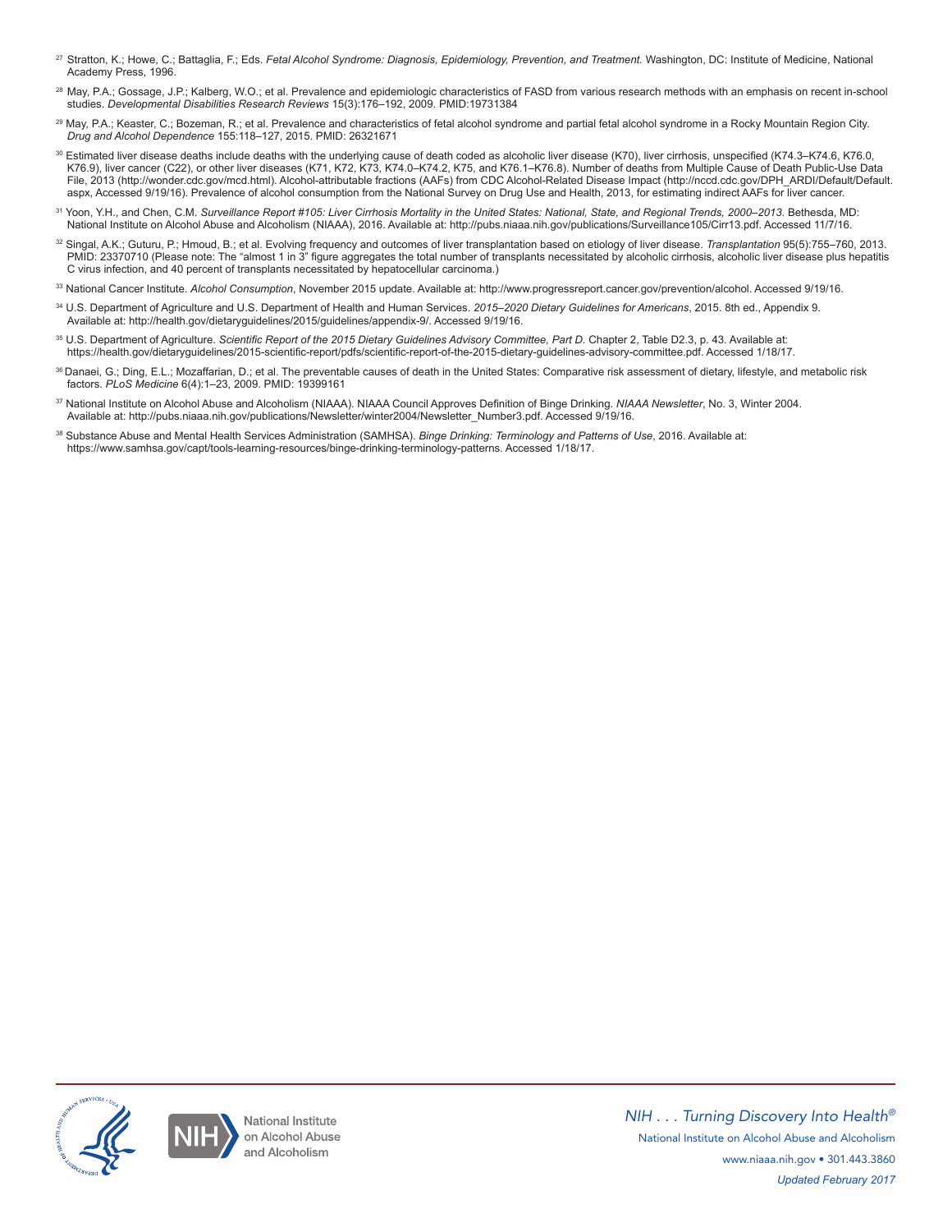[27] Stratton, K.; Howe, C.; Battaglia, F.; Eds. *Fetal Alcohol Syndrome: Diagnosis, Epidemiology, Prevention, and Treatment.* Washington, DC: Institute of Medicine, National Academy Press, 1996.

[28] May, P.A.; Gossage, J.P.; Kalberg, W.O.; et al. Prevalence and epidemiologic characteristics of FASD from various research methods with an emphasis on recent in-school studies. *Developmental Disabilities Research Reviews* 15(3):176–192, 2009. PMID:19731384

[29] May, P.A.; Keaster, C.; Bozeman, R.; et al. Prevalence and characteristics of fetal alcohol syndrome and partial fetal alcohol syndrome in a Rocky Mountain Region City. *Drug and Alcohol Dependence* 155:118–127, 2015. PMID: 26321671

[30] Estimated liver disease deaths include deaths with the underlying cause of death coded as alcoholic liver disease (K70), liver cirrhosis, unspecified (K74.3–K74.6, K76.0, K76.9), liver cancer (C22), or other liver diseases (K71, K72, K73, K74.0–K74.2, K75, and K76.1–K76.8). Number of deaths from Multiple Cause of Death Public-Use Data File, 2013 (http://wonder.cdc.gov/mcd.html). Alcohol-attributable fractions (AAFs) from CDC Alcohol-Related Disease Impact (http://nccd.cdc.gov/DPH_ARDI/Default/Default.aspx, Accessed 9/19/16). Prevalence of alcohol consumption from the National Survey on Drug Use and Health, 2013, for estimating indirect AAFs for liver cancer.

[31] Yoon, Y.H., and Chen, C.M. *Surveillance Report #105: Liver Cirrhosis Mortality in the United States: National, State, and Regional Trends, 2000–2013.* Bethesda, MD: National Institute on Alcohol Abuse and Alcoholism (NIAAA), 2016. Available at: http://pubs.niaaa.nih.gov/publications/Surveillance105/Cirr13.pdf. Accessed 11/7/16.

[32] Singal, A.K.; Guturu, P.; Hmoud, B.; et al. Evolving frequency and outcomes of liver transplantation based on etiology of liver disease. *Transplantation* 95(5):755–760, 2013. PMID: 23370710 (Please note: The "almost 1 in 3" figure aggregates the total number of transplants necessitated by alcoholic cirrhosis, alcoholic liver disease plus hepatitis C virus infection, and 40 percent of transplants necessitated by hepatocellular carcinoma.)

[33] National Cancer Institute. *Alcohol Consumption*, November 2015 update. Available at: http://www.progressreport.cancer.gov/prevention/alcohol. Accessed 9/19/16.

[34] U.S. Department of Agriculture and U.S. Department of Health and Human Services. *2015–2020 Dietary Guidelines for Americans*, 2015. 8th ed., Appendix 9. Available at: http://health.gov/dietaryguidelines/2015/guidelines/appendix-9/. Accessed 9/19/16.

[35] U.S. Department of Agriculture. *Scientific Report of the 2015 Dietary Guidelines Advisory Committee, Part D.* Chapter 2, Table D2.3, p. 43. Available at: https://health.gov/dietaryguidelines/2015-scientific-report/pdfs/scientific-report-of-the-2015-dietary-guidelines-advisory-committee.pdf. Accessed 1/18/17.

[36] Danaei, G.; Ding, E.L.; Mozaffarian, D.; et al. The preventable causes of death in the United States: Comparative risk assessment of dietary, lifestyle, and metabolic risk factors. *PLoS Medicine* 6(4):1–23, 2009. PMID: 19399161

[37] National Institute on Alcohol Abuse and Alcoholism (NIAAA). NIAAA Council Approves Definition of Binge Drinking. *NIAAA Newsletter*, No. 3, Winter 2004. Available at: http://pubs.niaaa.nih.gov/publications/Newsletter/winter2004/Newsletter_Number3.pdf. Accessed 9/19/16.

[38] Substance Abuse and Mental Health Services Administration (SAMHSA). *Binge Drinking: Terminology and Patterns of Use*, 2016. Available at: https://www.samhsa.gov/capt/tools-learning-resources/binge-drinking-terminology-patterns. Accessed 1/18/17.

National Institute on Alcohol Abuse and Alcoholism

*NIH . . . Turning Discovery Into Health®*

National Institute on Alcohol Abuse and Alcoholism

www.niaaa.nih.gov • 301.443.3860

*Updated February 2017*